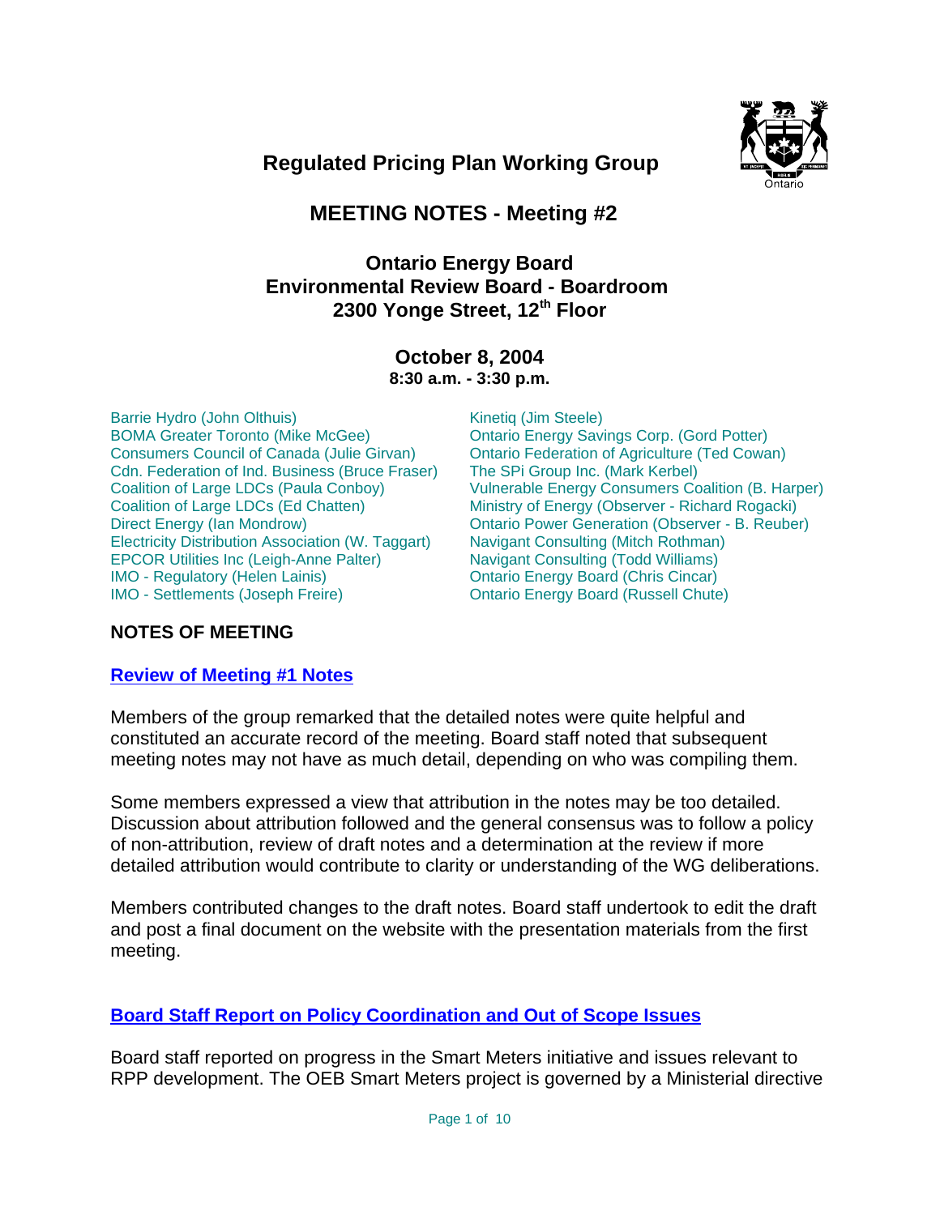# Regulated Pricing Plan Working Group

## MEETING NOTES - Meeting #2

### Ontario Energy Board
### Environmental Review Board - Boardroom
### 2300 Yonge Street, 12th Floor

### October 8, 2004
**8:30 a.m. - 3:30 p.m.**

Barrie Hydro (John Olthuis)
BOMA Greater Toronto (Mike McGee)
Consumers Council of Canada (Julie Girvan)
Cdn. Federation of Ind. Business (Bruce Fraser)
Coalition of Large LDCs (Paula Conboy)
Coalition of Large LDCs (Ed Chatten)
Direct Energy (Ian Mondrow)
Electricity Distribution Association (W. Taggart)
EPCOR Utilities Inc (Leigh-Anne Palter)
IMO - Regulatory (Helen Lainis)
IMO - Settlements (Joseph Freire)
Kinetiq (Jim Steele)
Ontario Energy Savings Corp. (Gord Potter)
Ontario Federation of Agriculture (Ted Cowan)
The SPi Group Inc. (Mark Kerbel)
Vulnerable Energy Consumers Coalition (B. Harper)
Ministry of Energy (Observer - Richard Rogacki)
Ontario Power Generation (Observer - B. Reuber)
Navigant Consulting (Mitch Rothman)
Navigant Consulting (Todd Williams)
Ontario Energy Board (Chris Cincar)
Ontario Energy Board (Russell Chute)

## NOTES OF MEETING

### Review of Meeting #1 Notes

Members of the group remarked that the detailed notes were quite helpful and constituted an accurate record of the meeting. Board staff noted that subsequent meeting notes may not have as much detail, depending on who was compiling them.

Some members expressed a view that attribution in the notes may be too detailed. Discussion about attribution followed and the general consensus was to follow a policy of non-attribution, review of draft notes and a determination at the review if more detailed attribution would contribute to clarity or understanding of the WG deliberations.

Members contributed changes to the draft notes. Board staff undertook to edit the draft and post a final document on the website with the presentation materials from the first meeting.

### Board Staff Report on Policy Coordination and Out of Scope Issues

Board staff reported on progress in the Smart Meters initiative and issues relevant to RPP development. The OEB Smart Meters project is governed by a Ministerial directive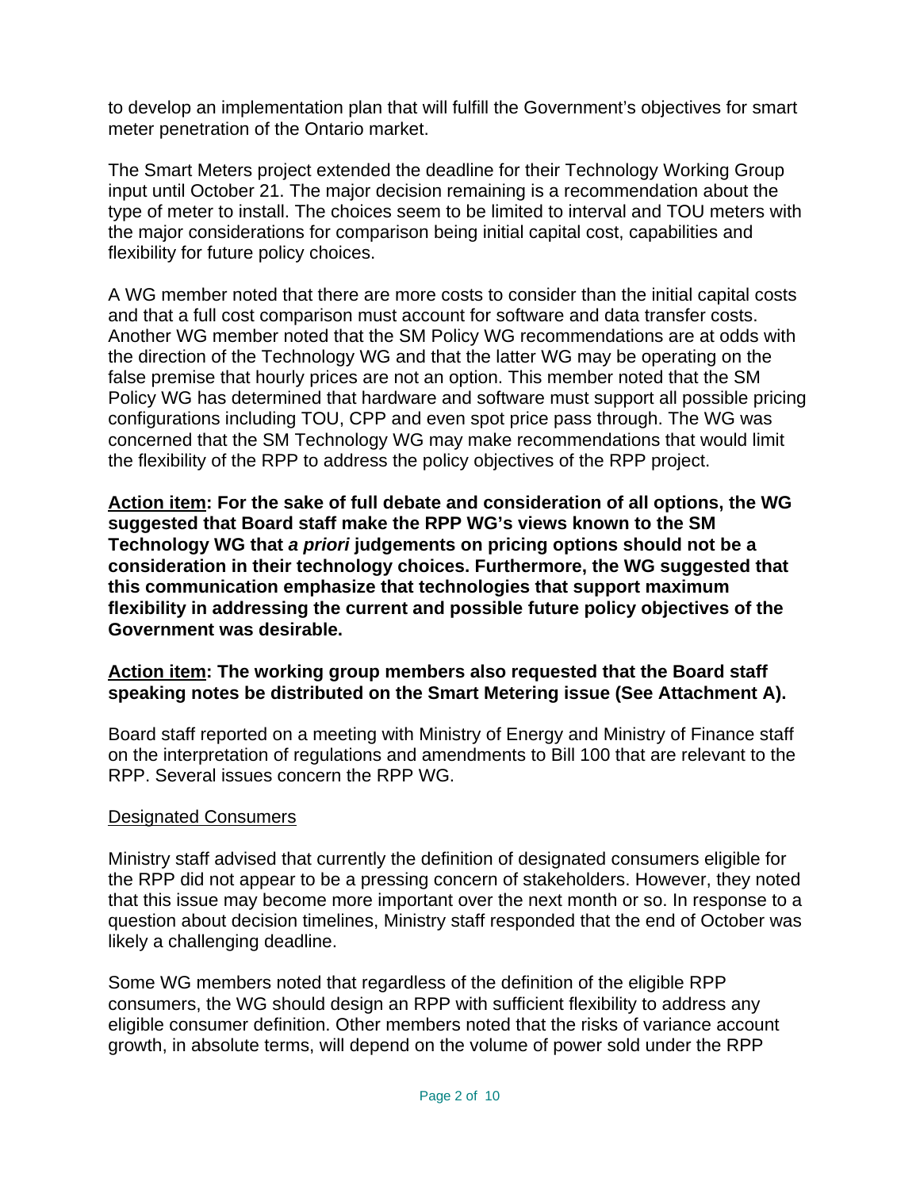to develop an implementation plan that will fulfill the Government's objectives for smart meter penetration of the Ontario market.

The Smart Meters project extended the deadline for their Technology Working Group input until October 21. The major decision remaining is a recommendation about the type of meter to install. The choices seem to be limited to interval and TOU meters with the major considerations for comparison being initial capital cost, capabilities and flexibility for future policy choices.

A WG member noted that there are more costs to consider than the initial capital costs and that a full cost comparison must account for software and data transfer costs. Another WG member noted that the SM Policy WG recommendations are at odds with the direction of the Technology WG and that the latter WG may be operating on the false premise that hourly prices are not an option. This member noted that the SM Policy WG has determined that hardware and software must support all possible pricing configurations including TOU, CPP and even spot price pass through. The WG was concerned that the SM Technology WG may make recommendations that would limit the flexibility of the RPP to address the policy objectives of the RPP project.

**<u>Action item</u>: For the sake of full debate and consideration of all options, the WG suggested that Board staff make the RPP WG's views known to the SM Technology WG that *a priori* judgements on pricing options should not be a consideration in their technology choices. Furthermore, the WG suggested that this communication emphasize that technologies that support maximum flexibility in addressing the current and possible future policy objectives of the Government was desirable.**

**<u>Action item</u>: The working group members also requested that the Board staff speaking notes be distributed on the Smart Metering issue (See Attachment A).**

Board staff reported on a meeting with Ministry of Energy and Ministry of Finance staff on the interpretation of regulations and amendments to Bill 100 that are relevant to the RPP. Several issues concern the RPP WG.

<u>Designated Consumers</u>

Ministry staff advised that currently the definition of designated consumers eligible for the RPP did not appear to be a pressing concern of stakeholders. However, they noted that this issue may become more important over the next month or so. In response to a question about decision timelines, Ministry staff responded that the end of October was likely a challenging deadline.

Some WG members noted that regardless of the definition of the eligible RPP consumers, the WG should design an RPP with sufficient flexibility to address any eligible consumer definition. Other members noted that the risks of variance account growth, in absolute terms, will depend on the volume of power sold under the RPP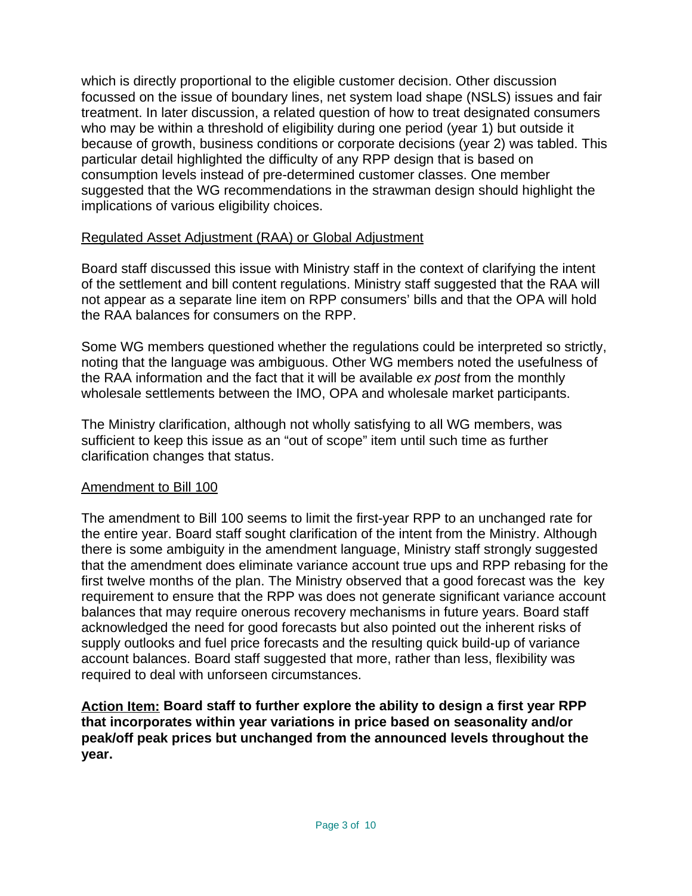which is directly proportional to the eligible customer decision. Other discussion focussed on the issue of boundary lines, net system load shape (NSLS) issues and fair treatment. In later discussion, a related question of how to treat designated consumers who may be within a threshold of eligibility during one period (year 1) but outside it because of growth, business conditions or corporate decisions (year 2) was tabled. This particular detail highlighted the difficulty of any RPP design that is based on consumption levels instead of pre-determined customer classes. One member suggested that the WG recommendations in the strawman design should highlight the implications of various eligibility choices.

<u>Regulated Asset Adjustment (RAA) or Global Adjustment</u>

Board staff discussed this issue with Ministry staff in the context of clarifying the intent of the settlement and bill content regulations. Ministry staff suggested that the RAA will not appear as a separate line item on RPP consumers' bills and that the OPA will hold the RAA balances for consumers on the RPP.

Some WG members questioned whether the regulations could be interpreted so strictly, noting that the language was ambiguous. Other WG members noted the usefulness of the RAA information and the fact that it will be available *ex post* from the monthly wholesale settlements between the IMO, OPA and wholesale market participants.

The Ministry clarification, although not wholly satisfying to all WG members, was sufficient to keep this issue as an "out of scope" item until such time as further clarification changes that status.

<u>Amendment to Bill 100</u>

The amendment to Bill 100 seems to limit the first-year RPP to an unchanged rate for the entire year. Board staff sought clarification of the intent from the Ministry. Although there is some ambiguity in the amendment language, Ministry staff strongly suggested that the amendment does eliminate variance account true ups and RPP rebasing for the first twelve months of the plan. The Ministry observed that a good forecast was the key requirement to ensure that the RPP was does not generate significant variance account balances that may require onerous recovery mechanisms in future years. Board staff acknowledged the need for good forecasts but also pointed out the inherent risks of supply outlooks and fuel price forecasts and the resulting quick build-up of variance account balances. Board staff suggested that more, rather than less, flexibility was required to deal with unforseen circumstances.

**<u>Action Item:</u> Board staff to further explore the ability to design a first year RPP that incorporates within year variations in price based on seasonality and/or peak/off peak prices but unchanged from the announced levels throughout the year.**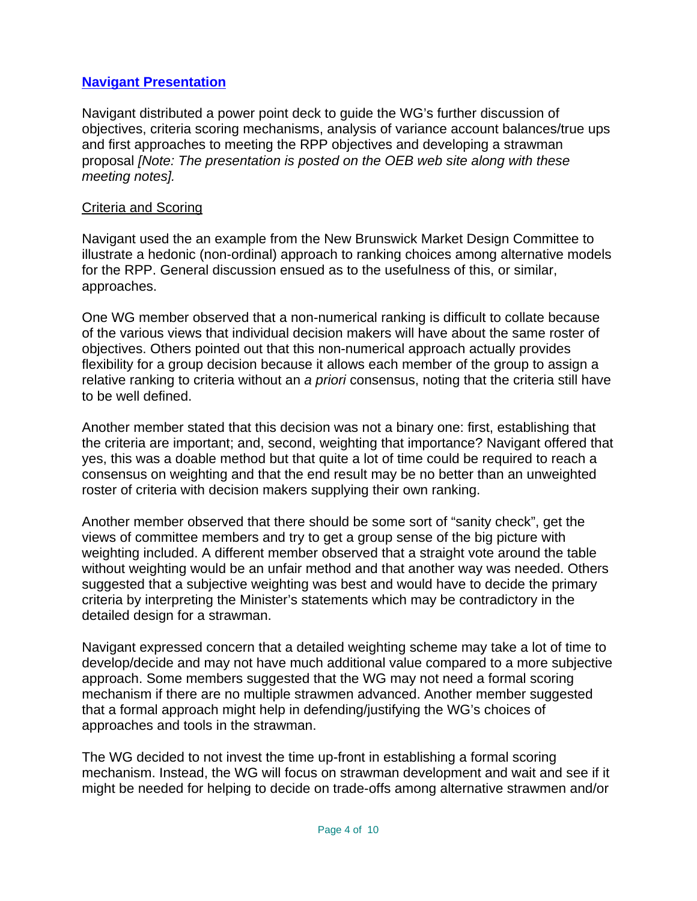## Navigant Presentation

Navigant distributed a power point deck to guide the WG's further discussion of objectives, criteria scoring mechanisms, analysis of variance account balances/true ups and first approaches to meeting the RPP objectives and developing a strawman proposal *[Note: The presentation is posted on the OEB web site along with these meeting notes].*

### Criteria and Scoring

Navigant used the an example from the New Brunswick Market Design Committee to illustrate a hedonic (non-ordinal) approach to ranking choices among alternative models for the RPP. General discussion ensued as to the usefulness of this, or similar, approaches.

One WG member observed that a non-numerical ranking is difficult to collate because of the various views that individual decision makers will have about the same roster of objectives. Others pointed out that this non-numerical approach actually provides flexibility for a group decision because it allows each member of the group to assign a relative ranking to criteria without an *a priori* consensus, noting that the criteria still have to be well defined.

Another member stated that this decision was not a binary one: first, establishing that the criteria are important; and, second, weighting that importance? Navigant offered that yes, this was a doable method but that quite a lot of time could be required to reach a consensus on weighting and that the end result may be no better than an unweighted roster of criteria with decision makers supplying their own ranking.

Another member observed that there should be some sort of "sanity check", get the views of committee members and try to get a group sense of the big picture with weighting included. A different member observed that a straight vote around the table without weighting would be an unfair method and that another way was needed. Others suggested that a subjective weighting was best and would have to decide the primary criteria by interpreting the Minister's statements which may be contradictory in the detailed design for a strawman.

Navigant expressed concern that a detailed weighting scheme may take a lot of time to develop/decide and may not have much additional value compared to a more subjective approach. Some members suggested that the WG may not need a formal scoring mechanism if there are no multiple strawmen advanced. Another member suggested that a formal approach might help in defending/justifying the WG's choices of approaches and tools in the strawman.

The WG decided to not invest the time up-front in establishing a formal scoring mechanism. Instead, the WG will focus on strawman development and wait and see if it might be needed for helping to decide on trade-offs among alternative strawmen and/or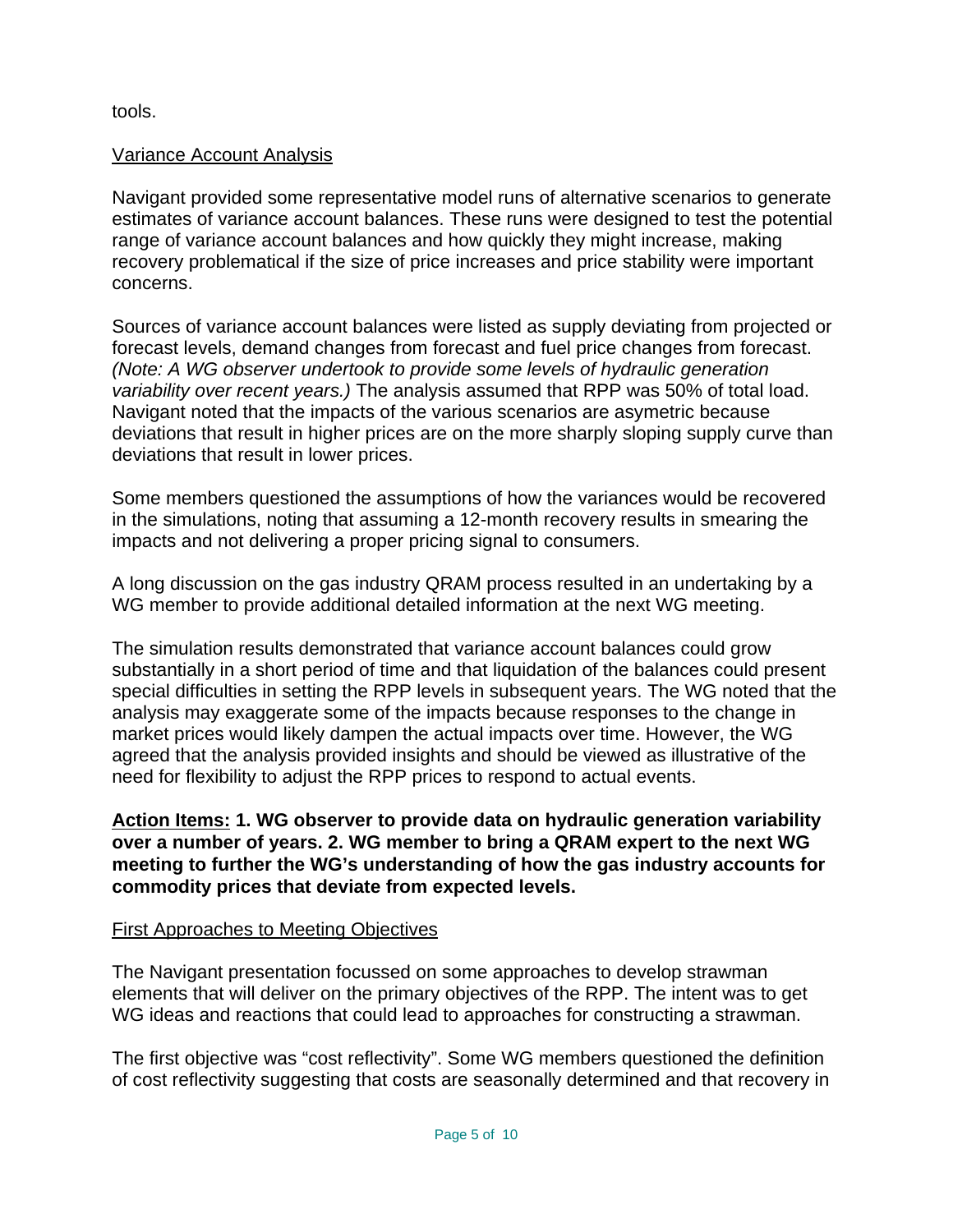tools.

Variance Account Analysis

Navigant provided some representative model runs of alternative scenarios to generate estimates of variance account balances. These runs were designed to test the potential range of variance account balances and how quickly they might increase, making recovery problematical if the size of price increases and price stability were important concerns.

Sources of variance account balances were listed as supply deviating from projected or forecast levels, demand changes from forecast and fuel price changes from forecast. *(Note: A WG observer undertook to provide some levels of hydraulic generation variability over recent years.)* The analysis assumed that RPP was 50% of total load. Navigant noted that the impacts of the various scenarios are asymetric because deviations that result in higher prices are on the more sharply sloping supply curve than deviations that result in lower prices.

Some members questioned the assumptions of how the variances would be recovered in the simulations, noting that assuming a 12-month recovery results in smearing the impacts and not delivering a proper pricing signal to consumers.

A long discussion on the gas industry QRAM process resulted in an undertaking by a WG member to provide additional detailed information at the next WG meeting.

The simulation results demonstrated that variance account balances could grow substantially in a short period of time and that liquidation of the balances could present special difficulties in setting the RPP levels in subsequent years. The WG noted that the analysis may exaggerate some of the impacts because responses to the change in market prices would likely dampen the actual impacts over time. However, the WG agreed that the analysis provided insights and should be viewed as illustrative of the need for flexibility to adjust the RPP prices to respond to actual events.

**Action Items: 1. WG observer to provide data on hydraulic generation variability over a number of years. 2. WG member to bring a QRAM expert to the next WG meeting to further the WG's understanding of how the gas industry accounts for commodity prices that deviate from expected levels.**

First Approaches to Meeting Objectives

The Navigant presentation focussed on some approaches to develop strawman elements that will deliver on the primary objectives of the RPP. The intent was to get WG ideas and reactions that could lead to approaches for constructing a strawman.

The first objective was "cost reflectivity". Some WG members questioned the definition of cost reflectivity suggesting that costs are seasonally determined and that recovery in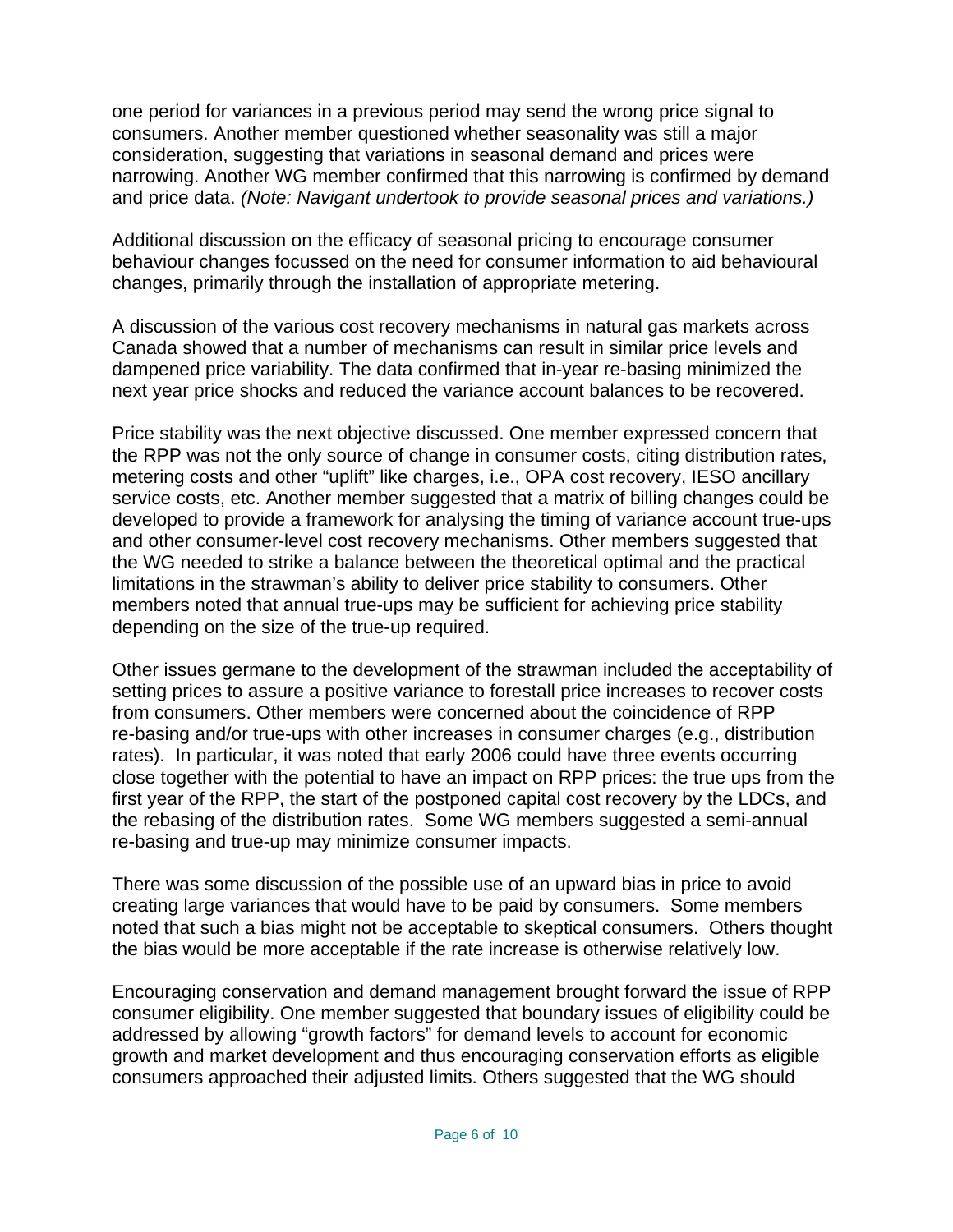one period for variances in a previous period may send the wrong price signal to consumers. Another member questioned whether seasonality was still a major consideration, suggesting that variations in seasonal demand and prices were narrowing. Another WG member confirmed that this narrowing is confirmed by demand and price data. *(Note: Navigant undertook to provide seasonal prices and variations.)*

Additional discussion on the efficacy of seasonal pricing to encourage consumer behaviour changes focussed on the need for consumer information to aid behavioural changes, primarily through the installation of appropriate metering.

A discussion of the various cost recovery mechanisms in natural gas markets across Canada showed that a number of mechanisms can result in similar price levels and dampened price variability. The data confirmed that in-year re-basing minimized the next year price shocks and reduced the variance account balances to be recovered.

Price stability was the next objective discussed. One member expressed concern that the RPP was not the only source of change in consumer costs, citing distribution rates, metering costs and other "uplift" like charges, i.e., OPA cost recovery, IESO ancillary service costs, etc. Another member suggested that a matrix of billing changes could be developed to provide a framework for analysing the timing of variance account true-ups and other consumer-level cost recovery mechanisms. Other members suggested that the WG needed to strike a balance between the theoretical optimal and the practical limitations in the strawman's ability to deliver price stability to consumers. Other members noted that annual true-ups may be sufficient for achieving price stability depending on the size of the true-up required.

Other issues germane to the development of the strawman included the acceptability of setting prices to assure a positive variance to forestall price increases to recover costs from consumers. Other members were concerned about the coincidence of RPP re-basing and/or true-ups with other increases in consumer charges (e.g., distribution rates). In particular, it was noted that early 2006 could have three events occurring close together with the potential to have an impact on RPP prices: the true ups from the first year of the RPP, the start of the postponed capital cost recovery by the LDCs, and the rebasing of the distribution rates. Some WG members suggested a semi-annual re-basing and true-up may minimize consumer impacts.

There was some discussion of the possible use of an upward bias in price to avoid creating large variances that would have to be paid by consumers. Some members noted that such a bias might not be acceptable to skeptical consumers. Others thought the bias would be more acceptable if the rate increase is otherwise relatively low.

Encouraging conservation and demand management brought forward the issue of RPP consumer eligibility. One member suggested that boundary issues of eligibility could be addressed by allowing "growth factors" for demand levels to account for economic growth and market development and thus encouraging conservation efforts as eligible consumers approached their adjusted limits. Others suggested that the WG should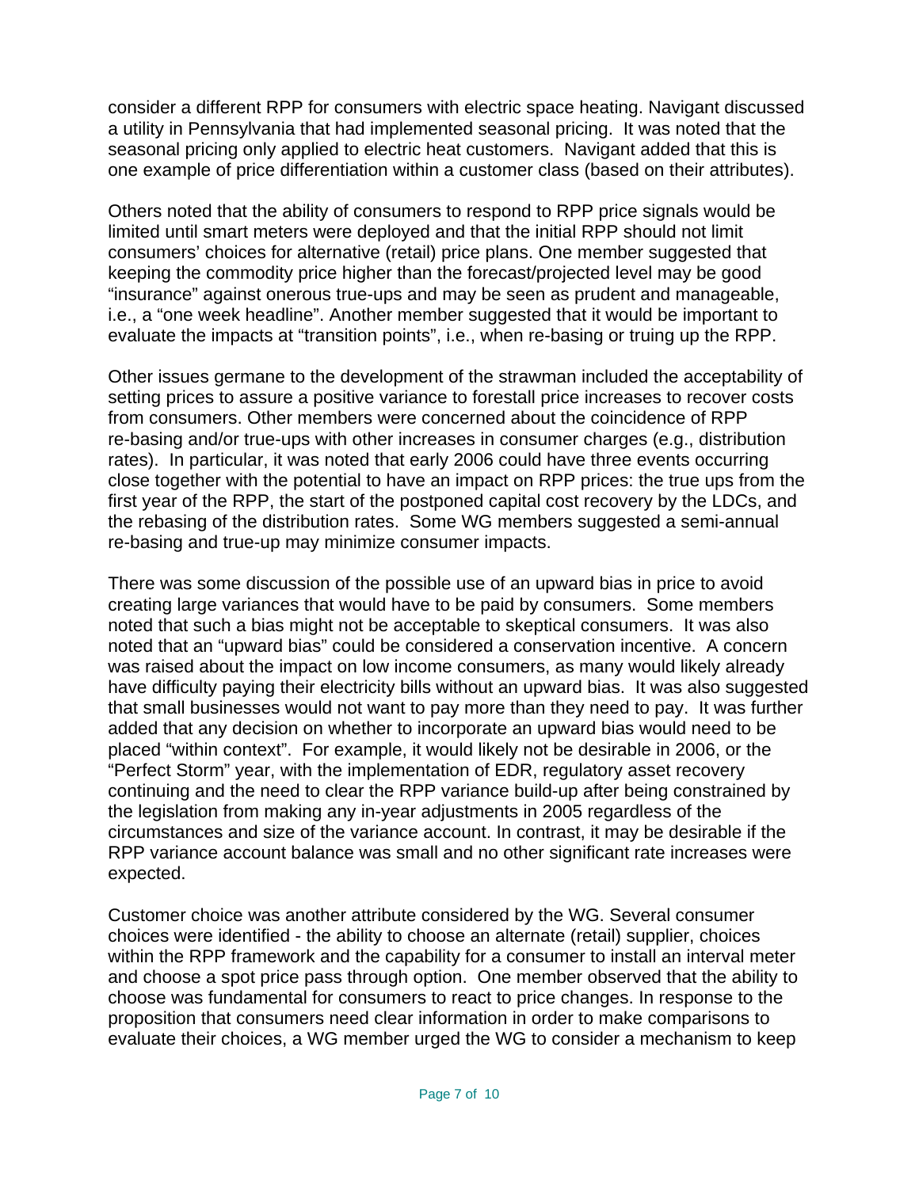consider a different RPP for consumers with electric space heating. Navigant discussed a utility in Pennsylvania that had implemented seasonal pricing. It was noted that the seasonal pricing only applied to electric heat customers. Navigant added that this is one example of price differentiation within a customer class (based on their attributes).

Others noted that the ability of consumers to respond to RPP price signals would be limited until smart meters were deployed and that the initial RPP should not limit consumers' choices for alternative (retail) price plans. One member suggested that keeping the commodity price higher than the forecast/projected level may be good "insurance" against onerous true-ups and may be seen as prudent and manageable, i.e., a "one week headline". Another member suggested that it would be important to evaluate the impacts at "transition points", i.e., when re-basing or truing up the RPP.

Other issues germane to the development of the strawman included the acceptability of setting prices to assure a positive variance to forestall price increases to recover costs from consumers. Other members were concerned about the coincidence of RPP re-basing and/or true-ups with other increases in consumer charges (e.g., distribution rates). In particular, it was noted that early 2006 could have three events occurring close together with the potential to have an impact on RPP prices: the true ups from the first year of the RPP, the start of the postponed capital cost recovery by the LDCs, and the rebasing of the distribution rates. Some WG members suggested a semi-annual re-basing and true-up may minimize consumer impacts.

There was some discussion of the possible use of an upward bias in price to avoid creating large variances that would have to be paid by consumers. Some members noted that such a bias might not be acceptable to skeptical consumers. It was also noted that an "upward bias" could be considered a conservation incentive. A concern was raised about the impact on low income consumers, as many would likely already have difficulty paying their electricity bills without an upward bias. It was also suggested that small businesses would not want to pay more than they need to pay. It was further added that any decision on whether to incorporate an upward bias would need to be placed "within context". For example, it would likely not be desirable in 2006, or the "Perfect Storm" year, with the implementation of EDR, regulatory asset recovery continuing and the need to clear the RPP variance build-up after being constrained by the legislation from making any in-year adjustments in 2005 regardless of the circumstances and size of the variance account. In contrast, it may be desirable if the RPP variance account balance was small and no other significant rate increases were expected.

Customer choice was another attribute considered by the WG. Several consumer choices were identified - the ability to choose an alternate (retail) supplier, choices within the RPP framework and the capability for a consumer to install an interval meter and choose a spot price pass through option. One member observed that the ability to choose was fundamental for consumers to react to price changes. In response to the proposition that consumers need clear information in order to make comparisons to evaluate their choices, a WG member urged the WG to consider a mechanism to keep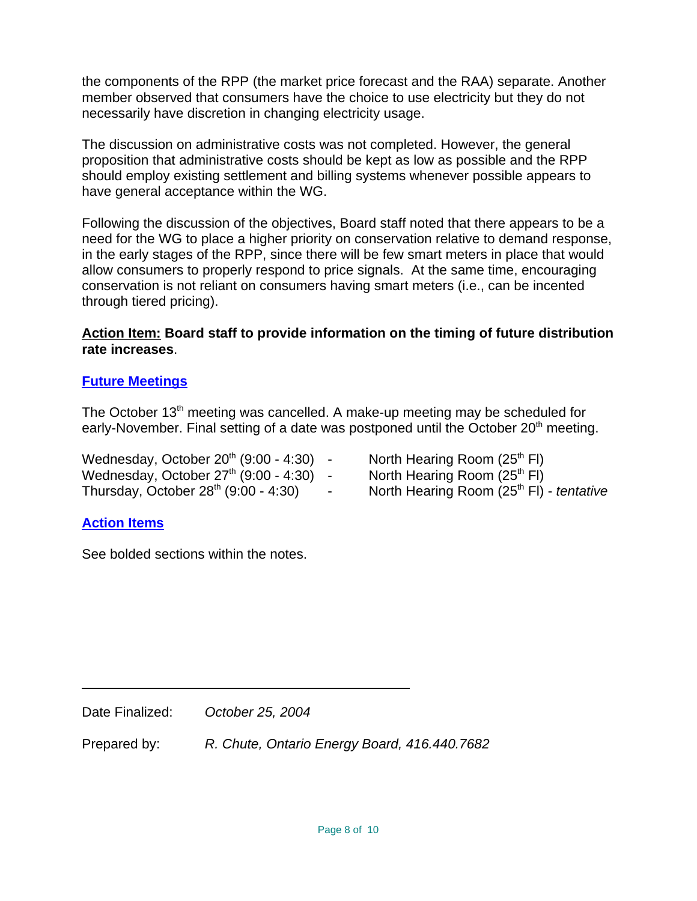the components of the RPP (the market price forecast and the RAA) separate. Another member observed that consumers have the choice to use electricity but they do not necessarily have discretion in changing electricity usage.

The discussion on administrative costs was not completed. However, the general proposition that administrative costs should be kept as low as possible and the RPP should employ existing settlement and billing systems whenever possible appears to have general acceptance within the WG.

Following the discussion of the objectives, Board staff noted that there appears to be a need for the WG to place a higher priority on conservation relative to demand response, in the early stages of the RPP, since there will be few smart meters in place that would allow consumers to properly respond to price signals. At the same time, encouraging conservation is not reliant on consumers having smart meters (i.e., can be incented through tiered pricing).

**Action Item: Board staff to provide information on the timing of future distribution rate increases**.

## Future Meetings

The October 13th meeting was cancelled. A make-up meeting may be scheduled for early-November. Final setting of a date was postponed until the October 20th meeting.

| | | |
|---|---|---|
| Wednesday, October 20th (9:00 - 4:30) | - | North Hearing Room (25th Fl) |
| Wednesday, October 27th (9:00 - 4:30) | - | North Hearing Room (25th Fl) |
| Thursday, October 28th (9:00 - 4:30) | - | North Hearing Room (25th Fl) - *tentative* |

## Action Items

See bolded sections within the notes.

---

Date Finalized: *October 25, 2004*

Prepared by: *R. Chute, Ontario Energy Board, 416.440.7682*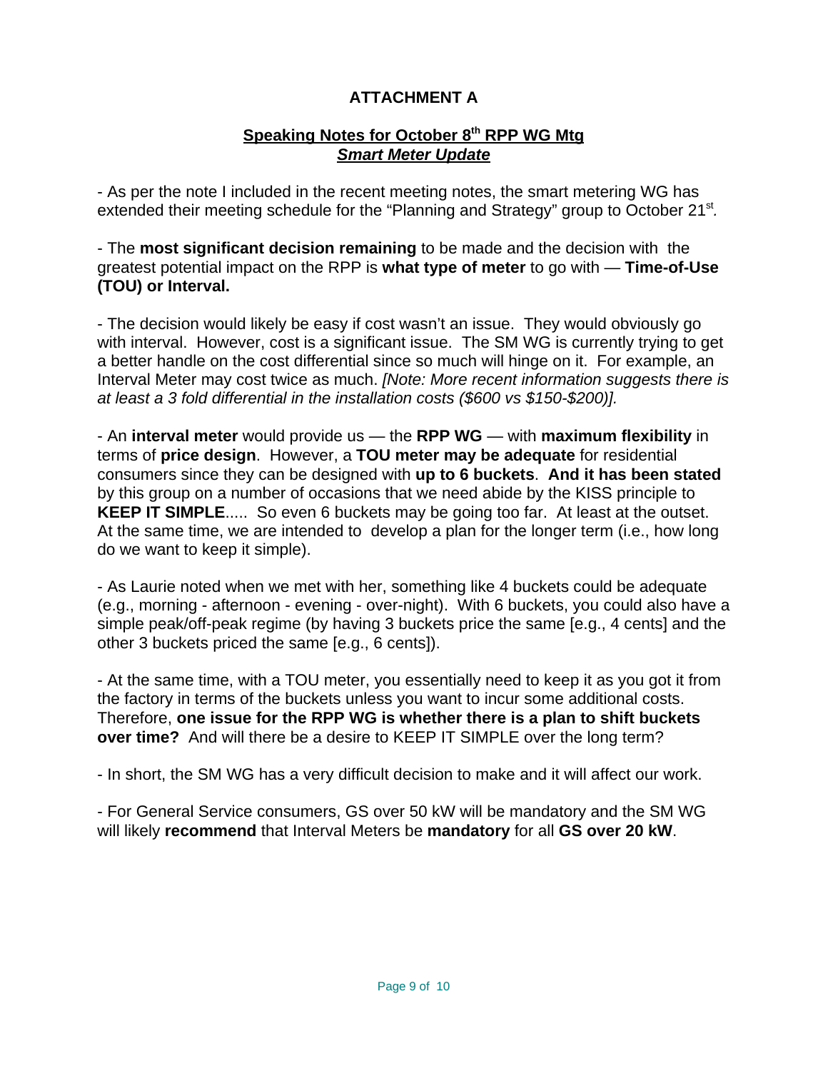# ATTACHMENT A

## Speaking Notes for October 8th RPP WG Mtg

## *Smart Meter Update*

- As per the note I included in the recent meeting notes, the smart metering WG has extended their meeting schedule for the "Planning and Strategy" group to October 21st.

- The **most significant decision remaining** to be made and the decision with the greatest potential impact on the RPP is **what type of meter** to go with — **Time-of-Use (TOU) or Interval.**

- The decision would likely be easy if cost wasn't an issue. They would obviously go with interval. However, cost is a significant issue. The SM WG is currently trying to get a better handle on the cost differential since so much will hinge on it. For example, an Interval Meter may cost twice as much. *[Note: More recent information suggests there is at least a 3 fold differential in the installation costs ($600 vs $150-$200)].*

- An **interval meter** would provide us — the **RPP WG** — with **maximum flexibility** in terms of **price design**. However, a **TOU meter may be adequate** for residential consumers since they can be designed with **up to 6 buckets**. **And it has been stated** by this group on a number of occasions that we need abide by the KISS principle to **KEEP IT SIMPLE**..... So even 6 buckets may be going too far. At least at the outset. At the same time, we are intended to develop a plan for the longer term (i.e., how long do we want to keep it simple).

- As Laurie noted when we met with her, something like 4 buckets could be adequate (e.g., morning - afternoon - evening - over-night). With 6 buckets, you could also have a simple peak/off-peak regime (by having 3 buckets price the same [e.g., 4 cents] and the other 3 buckets priced the same [e.g., 6 cents]).

- At the same time, with a TOU meter, you essentially need to keep it as you got it from the factory in terms of the buckets unless you want to incur some additional costs. Therefore, **one issue for the RPP WG is whether there is a plan to shift buckets over time?** And will there be a desire to KEEP IT SIMPLE over the long term?

- In short, the SM WG has a very difficult decision to make and it will affect our work.

- For General Service consumers, GS over 50 kW will be mandatory and the SM WG will likely **recommend** that Interval Meters be **mandatory** for all **GS over 20 kW**.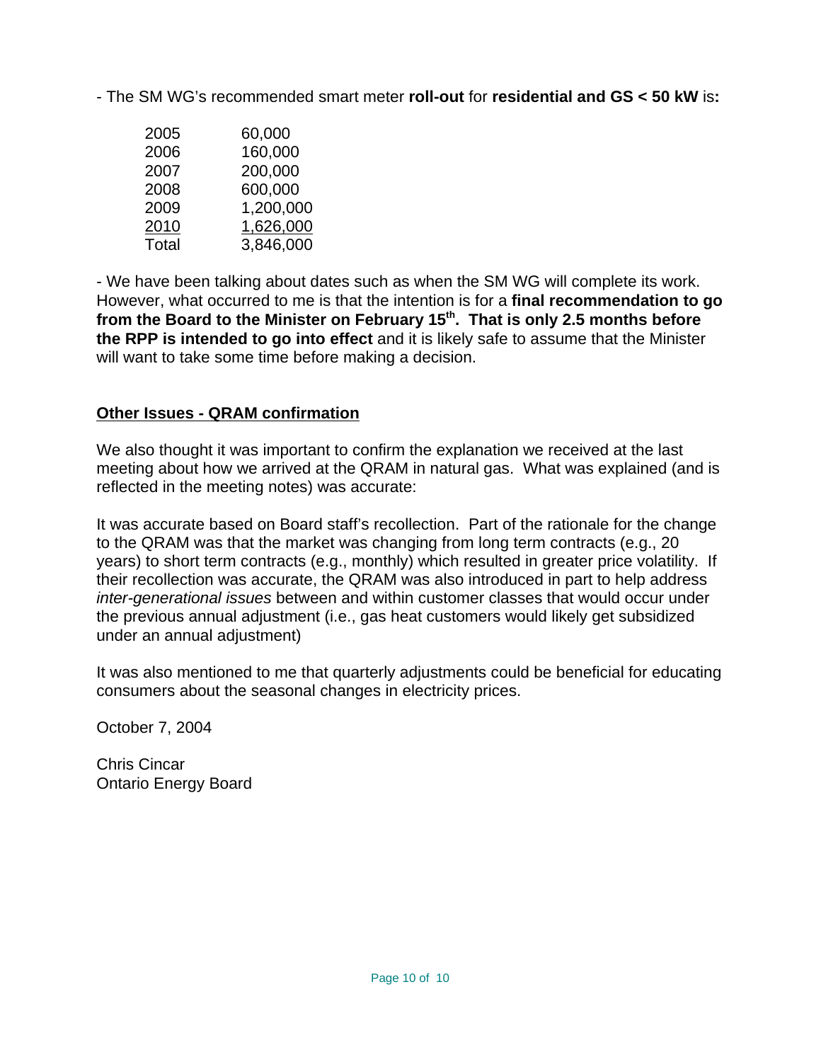- The SM WG's recommended smart meter **roll-out** for **residential and GS < 50 kW** is**:**

| | |
|---|---|
| 2005 | 60,000 |
| 2006 | 160,000 |
| 2007 | 200,000 |
| 2008 | 600,000 |
| 2009 | 1,200,000 |
| 2010 | 1,626,000 |
| Total | 3,846,000 |

- We have been talking about dates such as when the SM WG will complete its work. However, what occurred to me is that the intention is for a **final recommendation to go from the Board to the Minister on February 15th. That is only 2.5 months before the RPP is intended to go into effect** and it is likely safe to assume that the Minister will want to take some time before making a decision.

**Other Issues - QRAM confirmation**

We also thought it was important to confirm the explanation we received at the last meeting about how we arrived at the QRAM in natural gas. What was explained (and is reflected in the meeting notes) was accurate:

It was accurate based on Board staff's recollection. Part of the rationale for the change to the QRAM was that the market was changing from long term contracts (e.g., 20 years) to short term contracts (e.g., monthly) which resulted in greater price volatility. If their recollection was accurate, the QRAM was also introduced in part to help address *inter-generational issues* between and within customer classes that would occur under the previous annual adjustment (i.e., gas heat customers would likely get subsidized under an annual adjustment)

It was also mentioned to me that quarterly adjustments could be beneficial for educating consumers about the seasonal changes in electricity prices.

October 7, 2004

Chris Cincar
Ontario Energy Board